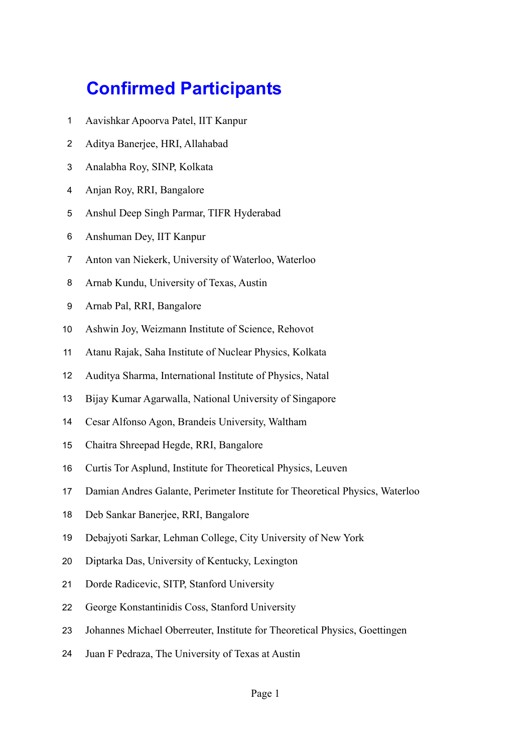# Confirmed Participants

1. Aavishkar Apoorva Patel, IIT Kanpur
2. Aditya Banerjee, HRI, Allahabad
3. Analabha Roy, SINP, Kolkata
4. Anjan Roy, RRI, Bangalore
5. Anshul Deep Singh Parmar, TIFR Hyderabad
6. Anshuman Dey, IIT Kanpur
7. Anton van Niekerk, University of Waterloo, Waterloo
8. Arnab Kundu, University of Texas, Austin
9. Arnab Pal, RRI, Bangalore
10. Ashwin Joy, Weizmann Institute of Science, Rehovot
11. Atanu Rajak, Saha Institute of Nuclear Physics, Kolkata
12. Auditya Sharma, International Institute of Physics, Natal
13. Bijay Kumar Agarwalla, National University of Singapore
14. Cesar Alfonso Agon, Brandeis University, Waltham
15. Chaitra Shreepad Hegde, RRI, Bangalore
16. Curtis Tor Asplund, Institute for Theoretical Physics, Leuven
17. Damian Andres Galante, Perimeter Institute for Theoretical Physics, Waterloo
18. Deb Sankar Banerjee, RRI, Bangalore
19. Debajyoti Sarkar, Lehman College, City University of New York
20. Diptarka Das, University of Kentucky, Lexington
21. Dorde Radicevic, SITP, Stanford University
22. George Konstantinidis Coss, Stanford University
23. Johannes Michael Oberreuter, Institute for Theoretical Physics, Goettingen
24. Juan F Pedraza, The University of Texas at Austin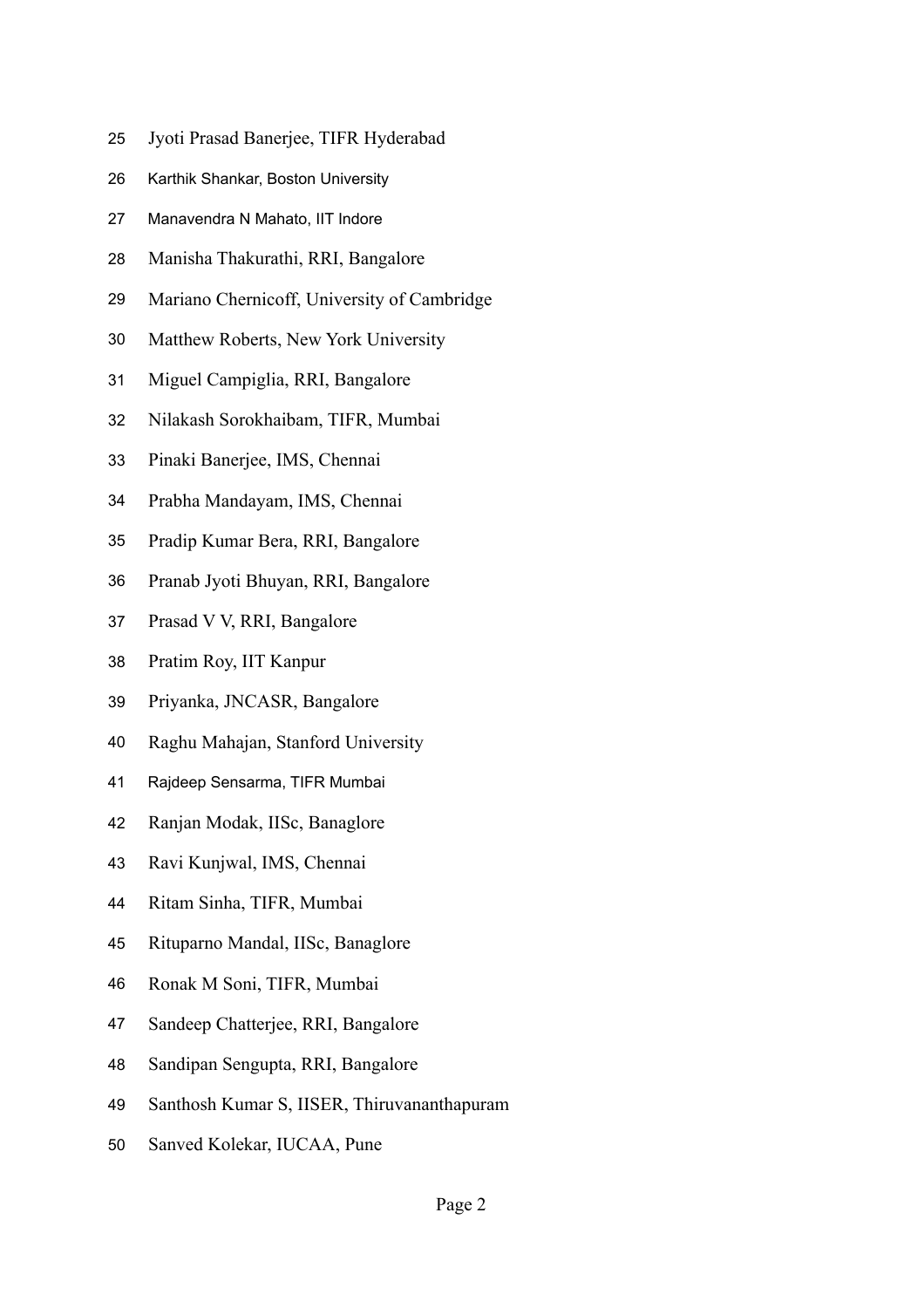25 Jyoti Prasad Banerjee, TIFR Hyderabad

26 Karthik Shankar, Boston University

27 Manavendra N Mahato, IIT Indore

28 Manisha Thakurathi, RRI, Bangalore

29 Mariano Chernicoff, University of Cambridge

30 Matthew Roberts, New York University

31 Miguel Campiglia, RRI, Bangalore

32 Nilakash Sorokhaibam, TIFR, Mumbai

33 Pinaki Banerjee, IMS, Chennai

34 Prabha Mandayam, IMS, Chennai

35 Pradip Kumar Bera, RRI, Bangalore

36 Pranab Jyoti Bhuyan, RRI, Bangalore

37 Prasad V V, RRI, Bangalore

38 Pratim Roy, IIT Kanpur

39 Priyanka, JNCASR, Bangalore

40 Raghu Mahajan, Stanford University

41 Rajdeep Sensarma, TIFR Mumbai

42 Ranjan Modak, IISc, Banaglore

43 Ravi Kunjwal, IMS, Chennai

44 Ritam Sinha, TIFR, Mumbai

45 Rituparno Mandal, IISc, Banaglore

46 Ronak M Soni, TIFR, Mumbai

47 Sandeep Chatterjee, RRI, Bangalore

48 Sandipan Sengupta, RRI, Bangalore

49 Santhosh Kumar S, IISER, Thiruvananthapuram

50 Sanved Kolekar, IUCAA, Pune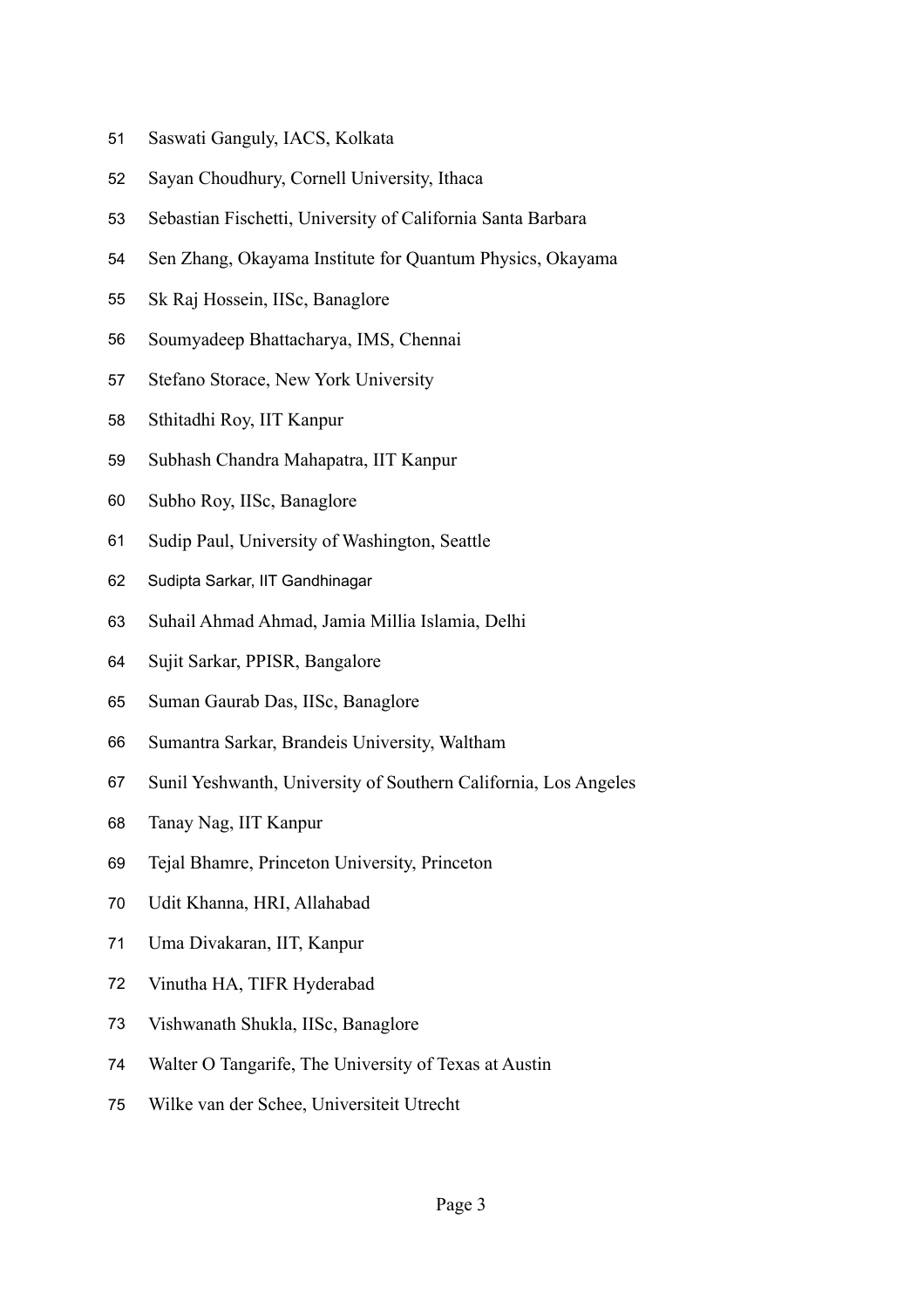51 Saswati Ganguly, IACS, Kolkata

52 Sayan Choudhury, Cornell University, Ithaca

53 Sebastian Fischetti, University of California Santa Barbara

54 Sen Zhang, Okayama Institute for Quantum Physics, Okayama

55 Sk Raj Hossein, IISc, Banaglore

56 Soumyadeep Bhattacharya, IMS, Chennai

57 Stefano Storace, New York University

58 Sthitadhi Roy, IIT Kanpur

59 Subhash Chandra Mahapatra, IIT Kanpur

60 Subho Roy, IISc, Banaglore

61 Sudip Paul, University of Washington, Seattle

62 Sudipta Sarkar, IIT Gandhinagar

63 Suhail Ahmad Ahmad, Jamia Millia Islamia, Delhi

64 Sujit Sarkar, PPISR, Bangalore

65 Suman Gaurab Das, IISc, Banaglore

66 Sumantra Sarkar, Brandeis University, Waltham

67 Sunil Yeshwanth, University of Southern California, Los Angeles

68 Tanay Nag, IIT Kanpur

69 Tejal Bhamre, Princeton University, Princeton

70 Udit Khanna, HRI, Allahabad

71 Uma Divakaran, IIT, Kanpur

72 Vinutha HA, TIFR Hyderabad

73 Vishwanath Shukla, IISc, Banaglore

74 Walter O Tangarife, The University of Texas at Austin

75 Wilke van der Schee, Universiteit Utrecht